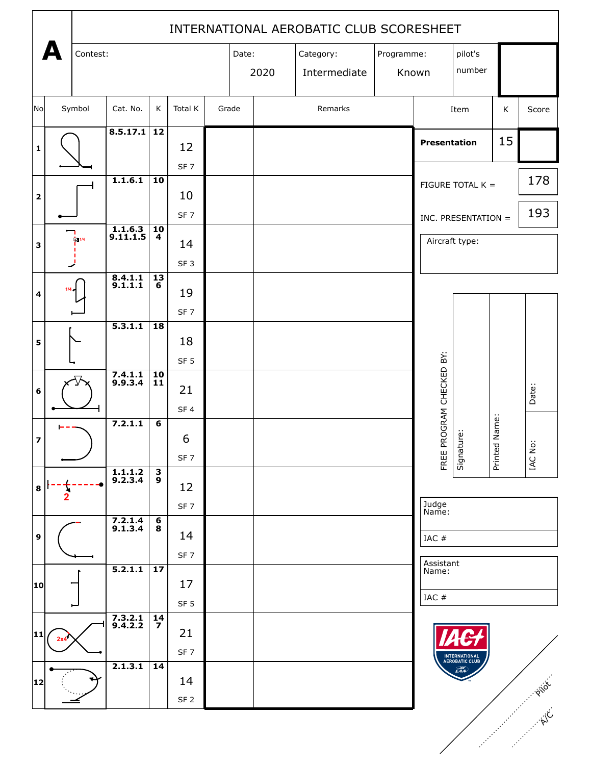# A

## INTERNATIONAL AEROBATIC CLUB SCORESHEET

| Contest: | Date: 2020 | Category: Intermediate | Programme: Known | pilot's number |
|---|---|---|---|---|

| No | Symbol | Cat. No. | K | Total K | Grade | Remarks |
|---|---|---|---|---|---|---|
| 1 | | 8.5.17.1 | 12 | 12 SF 7 | | |
| 2 | | 1.1.6.1 | 10 | 10 SF 7 | | |
| 3 | 1/4 | 1.1.6.3 9.11.1.5 | 10 4 | 14 SF 3 | | |
| 4 | 1/4 | 8.4.1.1 9.1.1.1 | 13 6 | 19 SF 7 | | |
| 5 | | 5.3.1.1 | 18 | 18 SF 5 | | |
| 6 | | 7.4.1.1 9.9.3.4 | 10 11 | 21 SF 4 | | |
| 7 | | 7.2.1.1 | 6 | 6 SF 7 | | |
| 8 | 2 | 1.1.1.2 9.2.3.4 | 3 9 | 12 SF 7 | | |
| 9 | | 7.2.1.4 9.1.3.4 | 6 8 | 14 SF 7 | | |
| 10 | | 5.2.1.1 | 17 | 17 SF 5 | | |
| 11 | 2x4 | 7.3.2.1 9.4.2.2 | 14 7 | 21 SF 7 | | |
| 12 | | 2.1.3.1 | 14 | 14 SF 2 | | |

| Item | K | Score |
|---|---|---|
| **Presentation** | 15 | |

FIGURE TOTAL K = 178

INC. PRESENTATION = 193

Aircraft type:

FREE PROGRAM CHECKED BY:

| Signature: | Printed Name: | Date: |
|---|---|---|
| | | IAC No: |

Judge Name:

IAC #

Assistant Name:

IAC #

INTERNATIONAL AEROBATIC CLUB

Pilot

A/C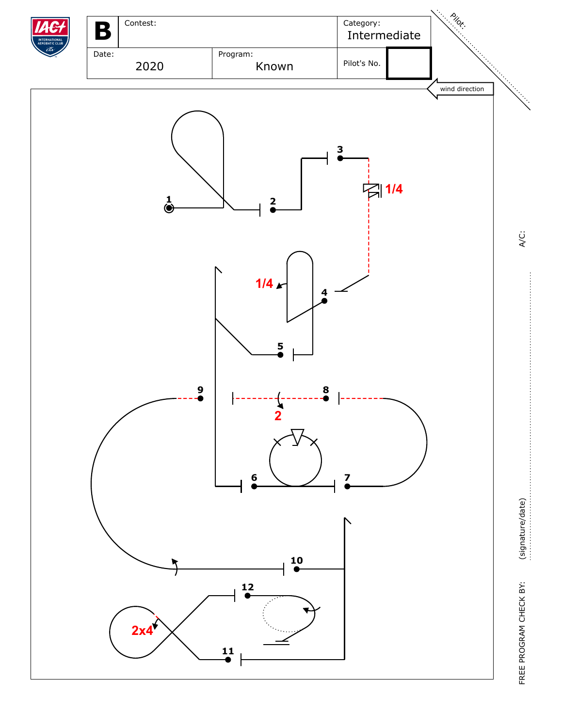| B | Contest: | | Category: Intermediate |
|---|---|---|---|
| Date: 2020 | | Program: Known | Pilot's No. |

Pilot:

wind direction

1 2 3 1/4 4 1/4 5 9 8 2 6 7 10 12 2x4 11

A:C:

(signature/date)

FREE PROGRAM CHECK BY: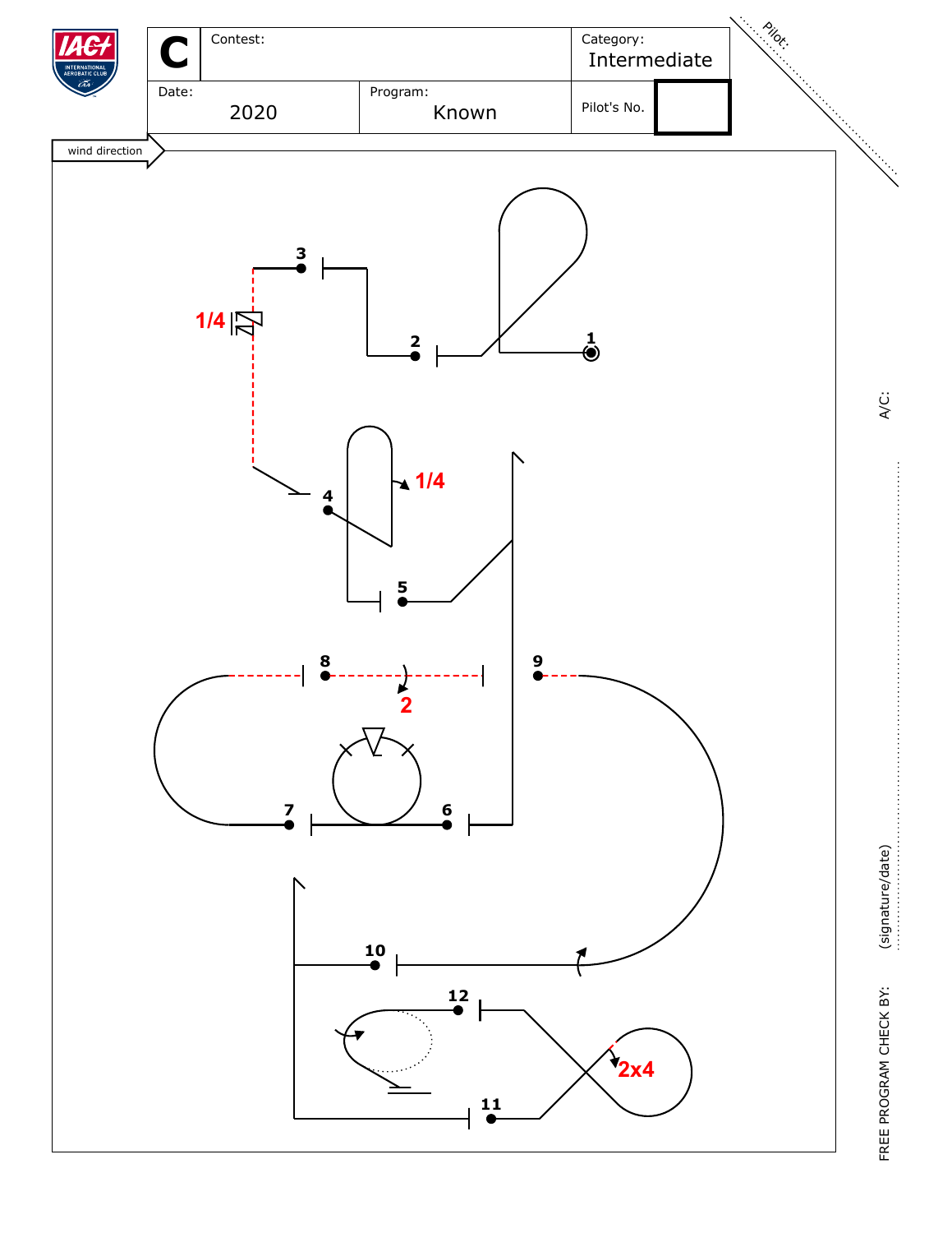| | | | |
|---|---|---|---|
| C | Contest: | | Category: Intermediate |
| Date: 2020 | Program: Known | | Pilot's No. |

Pilot:

wind direction

3

1/4

2

1

4

1/4

5

8

9

2

7

6

10

12

2x4

11

A/C:

FREE PROGRAM CHECK BY: (signature/date)